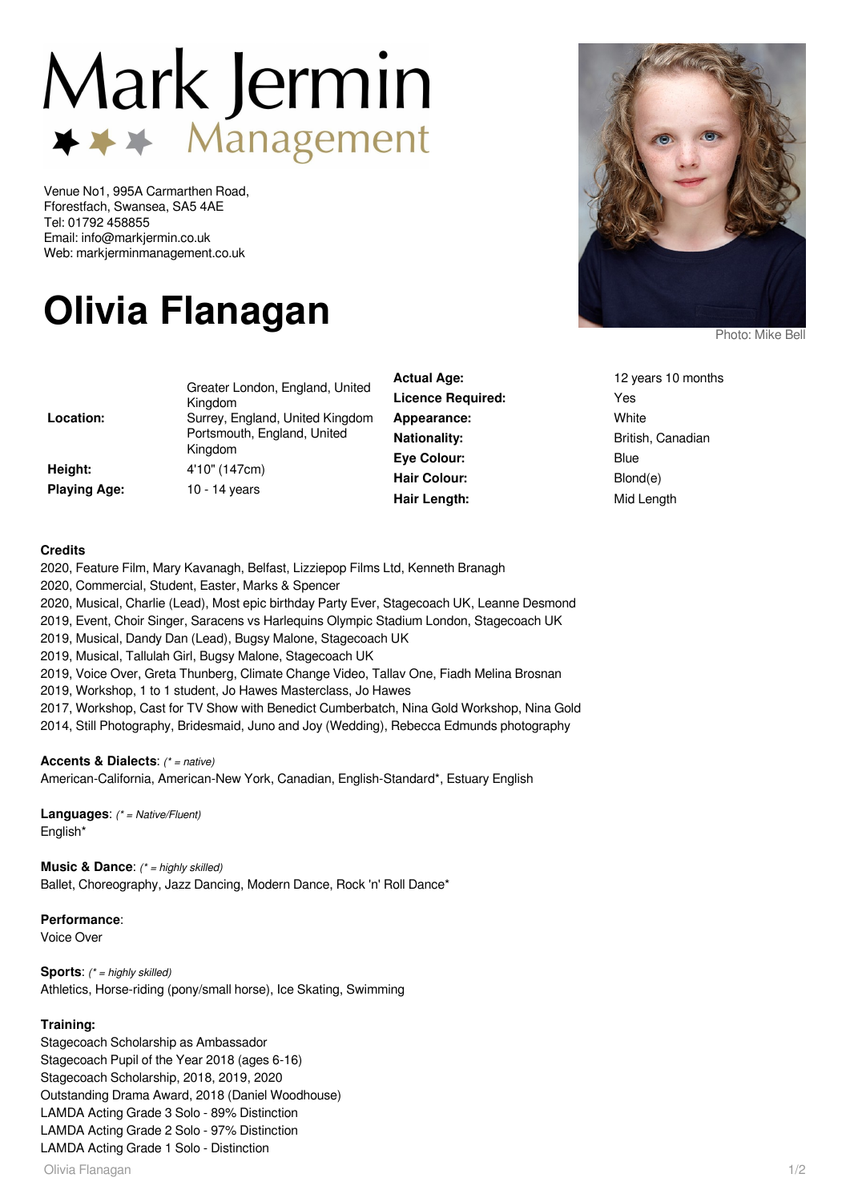Mark Jermin Management

Venue No1, 995A Carmarthen Road,
Fforestfach, Swansea, SA5 4AE
Tel: 01792 458855
Email: info@markjermin.co.uk
Web: markjerminmanagement.co.uk

# Olivia Flanagan

Photo: Mike Bell

| | |
|---|---|
| **Location:** | Greater London, England, United Kingdom<br>Surrey, England, United Kingdom<br>Portsmouth, England, United Kingdom |
| **Height:** | 4'10" (147cm) |
| **Playing Age:** | 10 - 14 years |
| **Actual Age:** | 12 years 10 months |
| **Licence Required:** | Yes |
| **Appearance:** | White |
| **Nationality:** | British, Canadian |
| **Eye Colour:** | Blue |
| **Hair Colour:** | Blond(e) |
| **Hair Length:** | Mid Length |

**Credits**

2020, Feature Film, Mary Kavanagh, Belfast, Lizziepop Films Ltd, Kenneth Branagh
2020, Commercial, Student, Easter, Marks & Spencer
2020, Musical, Charlie (Lead), Most epic birthday Party Ever, Stagecoach UK, Leanne Desmond
2019, Event, Choir Singer, Saracens vs Harlequins Olympic Stadium London, Stagecoach UK
2019, Musical, Dandy Dan (Lead), Bugsy Malone, Stagecoach UK
2019, Musical, Tallulah Girl, Bugsy Malone, Stagecoach UK
2019, Voice Over, Greta Thunberg, Climate Change Video, Tallav One, Fiadh Melina Brosnan
2019, Workshop, 1 to 1 student, Jo Hawes Masterclass, Jo Hawes
2017, Workshop, Cast for TV Show with Benedict Cumberbatch, Nina Gold Workshop, Nina Gold
2014, Still Photography, Bridesmaid, Juno and Joy (Wedding), Rebecca Edmunds photography

**Accents & Dialects**: *(* = native)*
American-California, American-New York, Canadian, English-Standard*, Estuary English

**Languages**: *(* = Native/Fluent)*
English*

**Music & Dance**: *(* = highly skilled)*
Ballet, Choreography, Jazz Dancing, Modern Dance, Rock 'n' Roll Dance*

**Performance**:
Voice Over

**Sports**: *(* = highly skilled)*
Athletics, Horse-riding (pony/small horse), Ice Skating, Swimming

**Training:**
Stagecoach Scholarship as Ambassador
Stagecoach Pupil of the Year 2018 (ages 6-16)
Stagecoach Scholarship, 2018, 2019, 2020
Outstanding Drama Award, 2018 (Daniel Woodhouse)
LAMDA Acting Grade 3 Solo - 89% Distinction
LAMDA Acting Grade 2 Solo - 97% Distinction
LAMDA Acting Grade 1 Solo - Distinction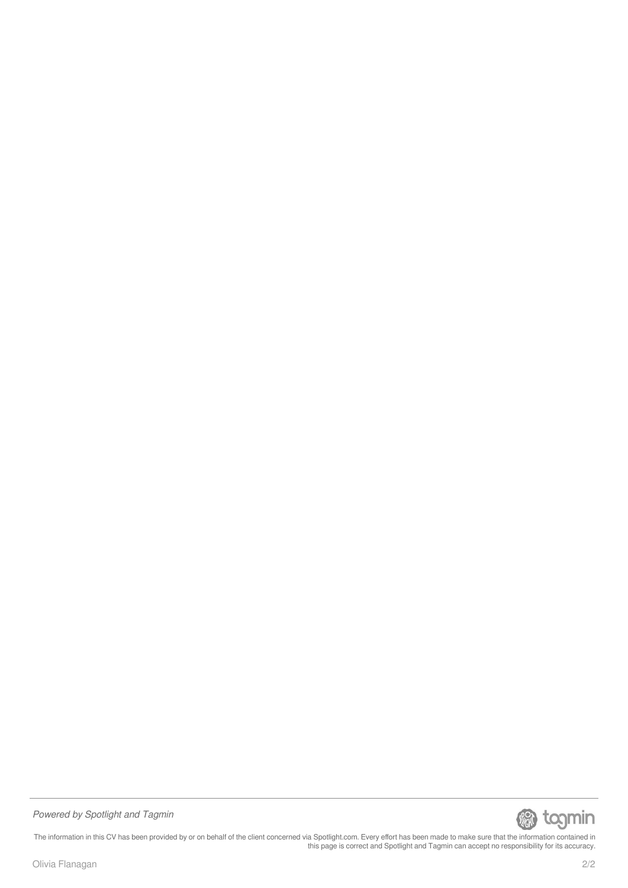*Powered by Spotlight and Tagmin*

The information in this CV has been provided by or on behalf of the client concerned via Spotlight.com. Every effort has been made to make sure that the information contained in this page is correct and Spotlight and Tagmin can accept no responsibility for its accuracy.